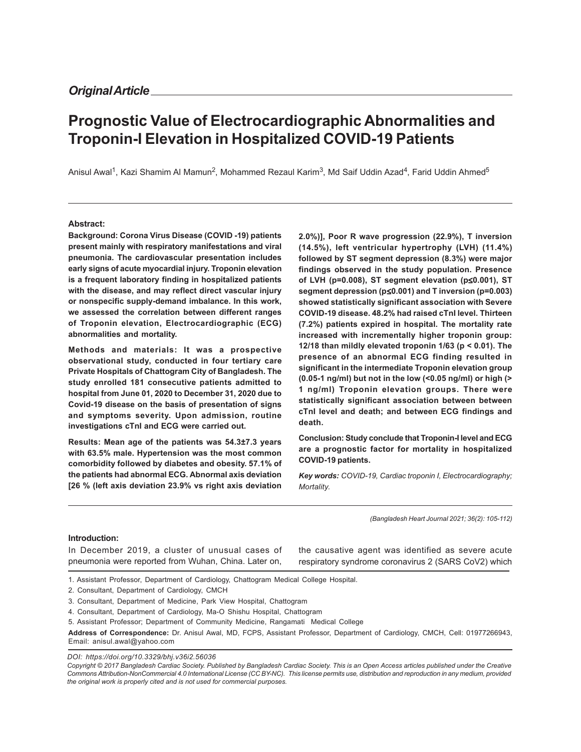*Original Article*

# Prognostic Value of Electrocardiographic Abnormalities and Troponin-I Elevation in Hospitalized COVID-19 Patients

Anisul Awal[1], Kazi Shamim Al Mamun[2], Mohammed Rezaul Karim[3], Md Saif Uddin Azad[4], Farid Uddin Ahmed[5]

### Abstract:

**Background: Corona Virus Disease (COVID -19) patients present mainly with respiratory manifestations and viral pneumonia. The cardiovascular presentation includes early signs of acute myocardial injury. Troponin elevation is a frequent laboratory finding in hospitalized patients with the disease, and may reflect direct vascular injury or nonspecific supply-demand imbalance. In this work, we assessed the correlation between different ranges of Troponin elevation, Electrocardiographic (ECG) abnormalities and mortality.**

**Methods and materials: It was a prospective observational study, conducted in four tertiary care Private Hospitals of Chattogram City of Bangladesh. The study enrolled 181 consecutive patients admitted to hospital from June 01, 2020 to December 31, 2020 due to Covid-19 disease on the basis of presentation of signs and symptoms severity. Upon admission, routine investigations cTnI and ECG were carried out.**

**Results: Mean age of the patients was 54.3±7.3 years with 63.5% male. Hypertension was the most common comorbidity followed by diabetes and obesity. 57.1% of the patients had abnormal ECG. Abnormal axis deviation [26 % (left axis deviation 23.9% vs right axis deviation 2.0%)], Poor R wave progression (22.9%), T inversion (14.5%), left ventricular hypertrophy (LVH) (11.4%) followed by ST segment depression (8.3%) were major findings observed in the study population. Presence of LVH (p=0.008), ST segment elevation (p≤0.001), ST segment depression (p≤0.001) and T inversion (p=0.003) showed statistically significant association with Severe COVID-19 disease. 48.2% had raised cTnI level. Thirteen (7.2%) patients expired in hospital. The mortality rate increased with incrementally higher troponin group: 12/18 than mildly elevated troponin 1/63 (p < 0.01). The presence of an abnormal ECG finding resulted in significant in the intermediate Troponin elevation group (0.05-1 ng/ml) but not in the low (<0.05 ng/ml) or high (> 1 ng/ml) Troponin elevation groups. There were statistically significant association between between cTnI level and death; and between ECG findings and death.**

**Conclusion: Study conclude that Troponin-I level and ECG are a prognostic factor for mortality in hospitalized COVID-19 patients.**

***Key words:*** *COVID-19, Cardiac troponin I, Electrocardiography; Mortality.*

*(Bangladesh Heart Journal 2021; 36(2): 105-112)*

### Introduction:

In December 2019, a cluster of unusual cases of pneumonia were reported from Wuhan, China. Later on, the causative agent was identified as severe acute respiratory syndrome coronavirus 2 (SARS CoV2) which

1. Assistant Professor, Department of Cardiology, Chattogram Medical College Hospital.
2. Consultant, Department of Cardiology, CMCH
3. Consultant, Department of Medicine, Park View Hospital, Chattogram
4. Consultant, Department of Cardiology, Ma-O Shishu Hospital, Chattogram
5. Assistant Professor; Department of Community Medicine, Rangamati Medical College

**Address of Correspondence:** Dr. Anisul Awal, MD, FCPS, Assistant Professor, Department of Cardiology, CMCH, Cell: 01977266943, Email: anisul.awal@yahoo.com

*DOI: https://doi.org/10.3329/bhj.v36i2.56036*

*Copyright © 2017 Bangladesh Cardiac Society. Published by Bangladesh Cardiac Society. This is an Open Access articles published under the Creative Commons Attribution-NonCommercial 4.0 International License (CC BY-NC). This license permits use, distribution and reproduction in any medium, provided the original work is properly cited and is not used for commercial purposes.*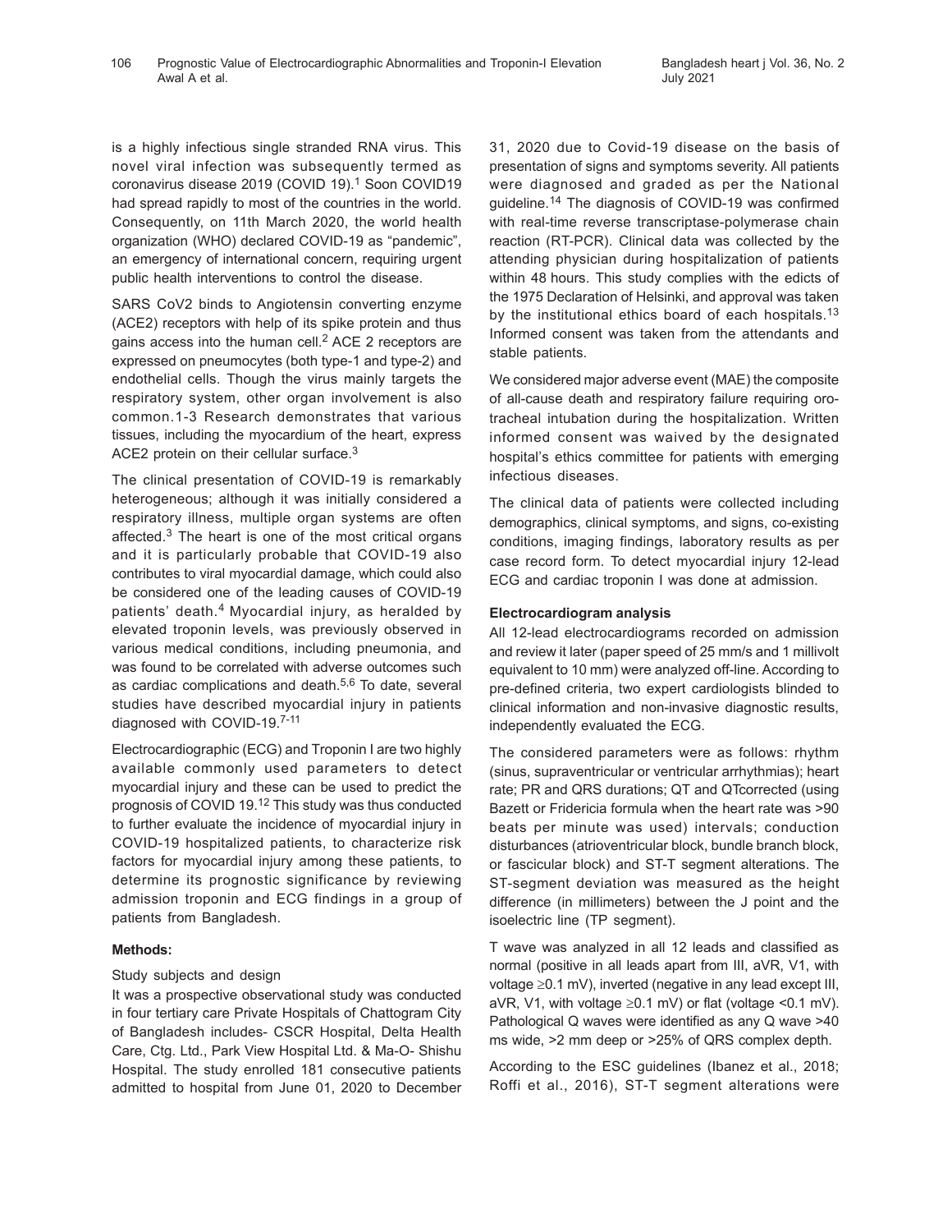is a highly infectious single stranded RNA virus. This novel viral infection was subsequently termed as coronavirus disease 2019 (COVID 19).[1] Soon COVID19 had spread rapidly to most of the countries in the world. Consequently, on 11th March 2020, the world health organization (WHO) declared COVID-19 as "pandemic", an emergency of international concern, requiring urgent public health interventions to control the disease.

SARS CoV2 binds to Angiotensin converting enzyme (ACE2) receptors with help of its spike protein and thus gains access into the human cell.[2] ACE 2 receptors are expressed on pneumocytes (both type-1 and type-2) and endothelial cells. Though the virus mainly targets the respiratory system, other organ involvement is also common.1-3 Research demonstrates that various tissues, including the myocardium of the heart, express ACE2 protein on their cellular surface.[3]

The clinical presentation of COVID-19 is remarkably heterogeneous; although it was initially considered a respiratory illness, multiple organ systems are often affected.[3] The heart is one of the most critical organs and it is particularly probable that COVID-19 also contributes to viral myocardial damage, which could also be considered one of the leading causes of COVID-19 patients' death.[4] Myocardial injury, as heralded by elevated troponin levels, was previously observed in various medical conditions, including pneumonia, and was found to be correlated with adverse outcomes such as cardiac complications and death.[5,6] To date, several studies have described myocardial injury in patients diagnosed with COVID-19.[7-11]

Electrocardiographic (ECG) and Troponin I are two highly available commonly used parameters to detect myocardial injury and these can be used to predict the prognosis of COVID 19.[12] This study was thus conducted to further evaluate the incidence of myocardial injury in COVID-19 hospitalized patients, to characterize risk factors for myocardial injury among these patients, to determine its prognostic significance by reviewing admission troponin and ECG findings in a group of patients from Bangladesh.

**Methods:**

Study subjects and design

It was a prospective observational study was conducted in four tertiary care Private Hospitals of Chattogram City of Bangladesh includes- CSCR Hospital, Delta Health Care, Ctg. Ltd., Park View Hospital Ltd. & Ma-O- Shishu Hospital. The study enrolled 181 consecutive patients admitted to hospital from June 01, 2020 to December 31, 2020 due to Covid-19 disease on the basis of presentation of signs and symptoms severity. All patients were diagnosed and graded as per the National guideline.[14] The diagnosis of COVID-19 was confirmed with real-time reverse transcriptase-polymerase chain reaction (RT-PCR). Clinical data was collected by the attending physician during hospitalization of patients within 48 hours. This study complies with the edicts of the 1975 Declaration of Helsinki, and approval was taken by the institutional ethics board of each hospitals.[13] Informed consent was taken from the attendants and stable patients.

We considered major adverse event (MAE) the composite of all-cause death and respiratory failure requiring orotracheal intubation during the hospitalization. Written informed consent was waived by the designated hospital's ethics committee for patients with emerging infectious diseases.

The clinical data of patients were collected including demographics, clinical symptoms, and signs, co-existing conditions, imaging findings, laboratory results as per case record form. To detect myocardial injury 12-lead ECG and cardiac troponin I was done at admission.

**Electrocardiogram analysis**

All 12-lead electrocardiograms recorded on admission and review it later (paper speed of 25 mm/s and 1 millivolt equivalent to 10 mm) were analyzed off-line. According to pre-defined criteria, two expert cardiologists blinded to clinical information and non-invasive diagnostic results, independently evaluated the ECG.

The considered parameters were as follows: rhythm (sinus, supraventricular or ventricular arrhythmias); heart rate; PR and QRS durations; QT and QTcorrected (using Bazett or Fridericia formula when the heart rate was >90 beats per minute was used) intervals; conduction disturbances (atrioventricular block, bundle branch block, or fascicular block) and ST-T segment alterations. The ST-segment deviation was measured as the height difference (in millimeters) between the J point and the isoelectric line (TP segment).

T wave was analyzed in all 12 leads and classified as normal (positive in all leads apart from III, aVR, V1, with voltage ≥0.1 mV), inverted (negative in any lead except III, aVR, V1, with voltage ≥0.1 mV) or flat (voltage <0.1 mV). Pathological Q waves were identified as any Q wave >40 ms wide, >2 mm deep or >25% of QRS complex depth.

According to the ESC guidelines (Ibanez et al., 2018; Roffi et al., 2016), ST-T segment alterations were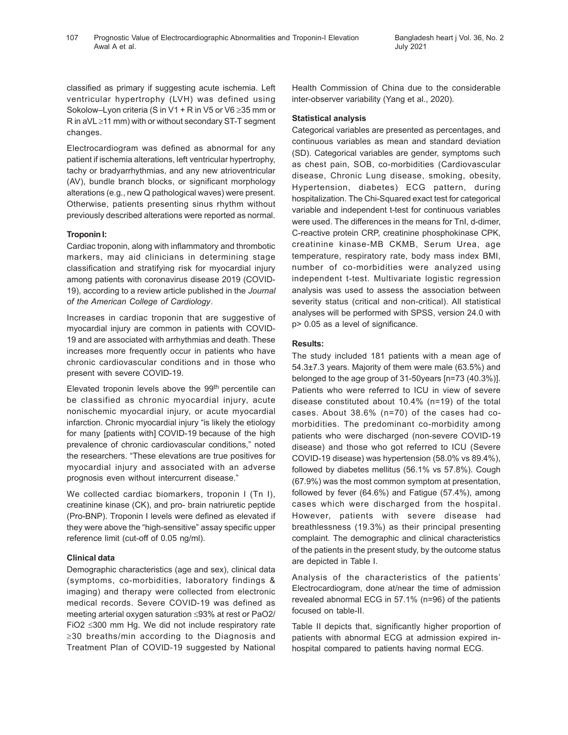classified as primary if suggesting acute ischemia. Left ventricular hypertrophy (LVH) was defined using Sokolow–Lyon criteria (S in V1 + R in V5 or V6 ≥35 mm or R in aVL ≥11 mm) with or without secondary ST-T segment changes.

Electrocardiogram was defined as abnormal for any patient if ischemia alterations, left ventricular hypertrophy, tachy or bradyarrhythmias, and any new atrioventricular (AV), bundle branch blocks, or significant morphology alterations (e.g., new Q pathological waves) were present. Otherwise, patients presenting sinus rhythm without previously described alterations were reported as normal.

**Troponin I:**

Cardiac troponin, along with inflammatory and thrombotic markers, may aid clinicians in determining stage classification and stratifying risk for myocardial injury among patients with coronavirus disease 2019 (COVID-19), according to a review article published in the *Journal of the American College of Cardiology*.

Increases in cardiac troponin that are suggestive of myocardial injury are common in patients with COVID-19 and are associated with arrhythmias and death. These increases more frequently occur in patients who have chronic cardiovascular conditions and in those who present with severe COVID-19.

Elevated troponin levels above the 99th percentile can be classified as chronic myocardial injury, acute nonischemic myocardial injury, or acute myocardial infarction. Chronic myocardial injury "is likely the etiology for many [patients with] COVID-19 because of the high prevalence of chronic cardiovascular conditions," noted the researchers. "These elevations are true positives for myocardial injury and associated with an adverse prognosis even without intercurrent disease."

We collected cardiac biomarkers, troponin I (Tn I), creatinine kinase (CK), and pro- brain natriuretic peptide (Pro-BNP). Troponin I levels were defined as elevated if they were above the "high-sensitive" assay specific upper reference limit (cut-off of 0.05 ng/ml).

**Clinical data**

Demographic characteristics (age and sex), clinical data (symptoms, co-morbidities, laboratory findings & imaging) and therapy were collected from electronic medical records. Severe COVID-19 was defined as meeting arterial oxygen saturation ≤93% at rest or $PaO_2/FiO_2$ ≤300 mm Hg. We did not include respiratory rate ≥30 breaths/min according to the Diagnosis and Treatment Plan of COVID-19 suggested by National Health Commission of China due to the considerable inter-observer variability (Yang et al., 2020).

**Statistical analysis**

Categorical variables are presented as percentages, and continuous variables as mean and standard deviation (SD). Categorical variables are gender, symptoms such as chest pain, SOB, co-morbidities (Cardiovascular disease, Chronic Lung disease, smoking, obesity, Hypertension, diabetes) ECG pattern, during hospitalization. The Chi-Squared exact test for categorical variable and independent t-test for continuous variables were used. The differences in the means for TnI, d-dimer, C-reactive protein CRP, creatinine phosphokinase CPK, creatinine kinase-MB CKMB, Serum Urea, age temperature, respiratory rate, body mass index BMI, number of co-morbidities were analyzed using independent t-test. Multivariate logistic regression analysis was used to assess the association between severity status (critical and non-critical). All statistical analyses will be performed with SPSS, version 24.0 with $p > 0.05$ as a level of significance.

**Results:**

The study included 181 patients with a mean age of 54.3±7.3 years. Majority of them were male (63.5%) and belonged to the age group of 31-50years [n=73 (40.3%)]. Patients who were referred to ICU in view of severe disease constituted about 10.4% (n=19) of the total cases. About 38.6% (n=70) of the cases had co-morbidities. The predominant co-morbidity among patients who were discharged (non-severe COVID-19 disease) and those who got referred to ICU (Severe COVID-19 disease) was hypertension (58.0% vs 89.4%), followed by diabetes mellitus (56.1% vs 57.8%). Cough (67.9%) was the most common symptom at presentation, followed by fever (64.6%) and Fatigue (57.4%), among cases which were discharged from the hospital. However, patients with severe disease had breathlessness (19.3%) as their principal presenting complaint. The demographic and clinical characteristics of the patients in the present study, by the outcome status are depicted in Table I.

Analysis of the characteristics of the patients' Electrocardiogram, done at/near the time of admission revealed abnormal ECG in 57.1% (n=96) of the patients focused on table-II.

Table II depicts that, significantly higher proportion of patients with abnormal ECG at admission expired in-hospital compared to patients having normal ECG.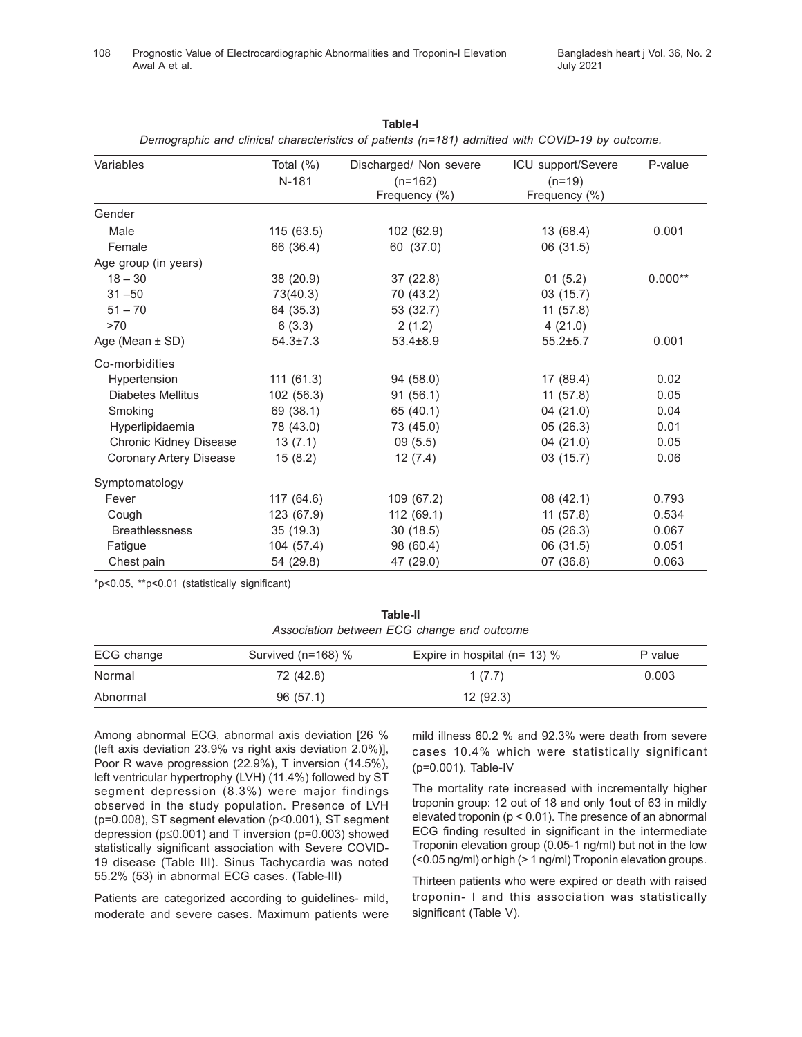**Table-I**

*Demographic and clinical characteristics of patients (n=181) admitted with COVID-19 by outcome.*

| Variables | Total (%) N-181 | Discharged/ Non severe (n=162) Frequency (%) | ICU support/Severe (n=19) Frequency (%) | P-value |
|---|---|---|---|---|
| Gender | | | | |
| Male | 115 (63.5) | 102 (62.9) | 13 (68.4) | 0.001 |
| Female | 66 (36.4) | 60 (37.0) | 06 (31.5) | |
| Age group (in years) | | | | |
| 18 – 30 | 38 (20.9) | 37 (22.8) | 01 (5.2) | 0.000** |
| 31 –50 | 73(40.3) | 70 (43.2) | 03 (15.7) | |
| 51 – 70 | 64 (35.3) | 53 (32.7) | 11 (57.8) | |
| >70 | 6 (3.3) | 2 (1.2) | 4 (21.0) | |
| Age (Mean ± SD) | 54.3±7.3 | 53.4±8.9 | 55.2±5.7 | 0.001 |
| Co-morbidities | | | | |
| Hypertension | 111 (61.3) | 94 (58.0) | 17 (89.4) | 0.02 |
| Diabetes Mellitus | 102 (56.3) | 91 (56.1) | 11 (57.8) | 0.05 |
| Smoking | 69 (38.1) | 65 (40.1) | 04 (21.0) | 0.04 |
| Hyperlipidaemia | 78 (43.0) | 73 (45.0) | 05 (26.3) | 0.01 |
| Chronic Kidney Disease | 13 (7.1) | 09 (5.5) | 04 (21.0) | 0.05 |
| Coronary Artery Disease | 15 (8.2) | 12 (7.4) | 03 (15.7) | 0.06 |
| Symptomatology | | | | |
| Fever | 117 (64.6) | 109 (67.2) | 08 (42.1) | 0.793 |
| Cough | 123 (67.9) | 112 (69.1) | 11 (57.8) | 0.534 |
| Breathlessness | 35 (19.3) | 30 (18.5) | 05 (26.3) | 0.067 |
| Fatigue | 104 (57.4) | 98 (60.4) | 06 (31.5) | 0.051 |
| Chest pain | 54 (29.8) | 47 (29.0) | 07 (36.8) | 0.063 |

*p<0.05, **p<0.01 (statistically significant)

**Table-II**

*Association between ECG change and outcome*

| ECG change | Survived (n=168) % | Expire in hospital (n= 13) % | P value |
|---|---|---|---|
| Normal | 72 (42.8) | 1 (7.7) | 0.003 |
| Abnormal | 96 (57.1) | 12 (92.3) | |

Among abnormal ECG, abnormal axis deviation [26 % (left axis deviation 23.9% vs right axis deviation 2.0%)], Poor R wave progression (22.9%), T inversion (14.5%), left ventricular hypertrophy (LVH) (11.4%) followed by ST segment depression (8.3%) were major findings observed in the study population. Presence of LVH (p=0.008), ST segment elevation (p≤0.001), ST segment depression (p≤0.001) and T inversion (p=0.003) showed statistically significant association with Severe COVID-19 disease (Table III). Sinus Tachycardia was noted 55.2% (53) in abnormal ECG cases. (Table-III)

Patients are categorized according to guidelines- mild, moderate and severe cases. Maximum patients were mild illness 60.2 % and 92.3% were death from severe cases 10.4% which were statistically significant (p=0.001). Table-IV

The mortality rate increased with incrementally higher troponin group: 12 out of 18 and only 1out of 63 in mildly elevated troponin (p < 0.01). The presence of an abnormal ECG finding resulted in significant in the intermediate Troponin elevation group (0.05-1 ng/ml) but not in the low (<0.05 ng/ml) or high (> 1 ng/ml) Troponin elevation groups.

Thirteen patients who were expired or death with raised troponin- I and this association was statistically significant (Table V).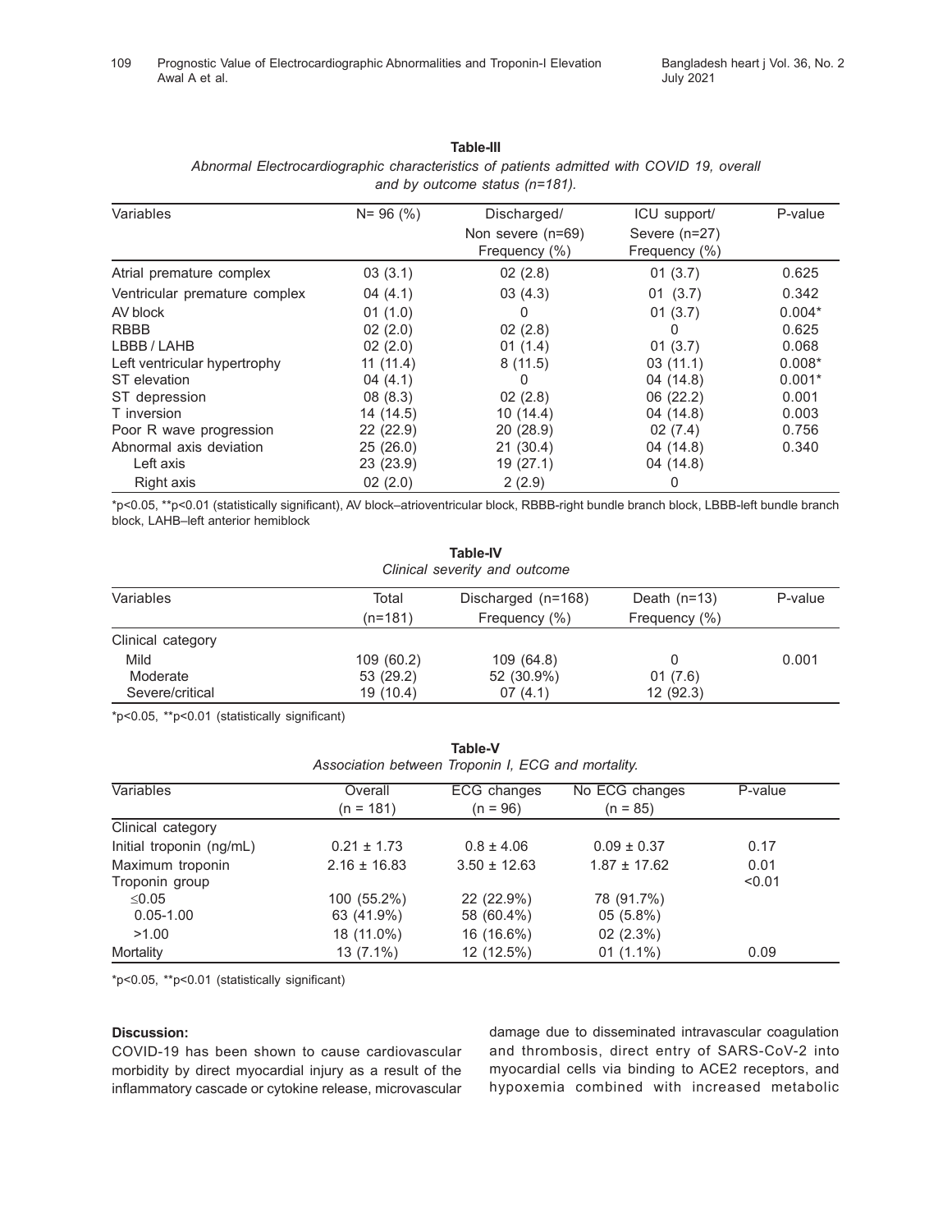**Table-III**

*Abnormal Electrocardiographic characteristics of patients admitted with COVID 19, overall and by outcome status (n=181).*

| Variables | N= 96 (%) | Discharged/ Non severe (n=69) Frequency (%) | ICU support/ Severe (n=27) Frequency (%) | P-value |
|---|---|---|---|---|
| Atrial premature complex | 03 (3.1) | 02 (2.8) | 01 (3.7) | 0.625 |
| Ventricular premature complex | 04 (4.1) | 03 (4.3) | 01 (3.7) | 0.342 |
| AV block | 01 (1.0) | 0 | 01 (3.7) | 0.004* |
| RBBB | 02 (2.0) | 02 (2.8) | 0 | 0.625 |
| LBBB / LAHB | 02 (2.0) | 01 (1.4) | 01 (3.7) | 0.068 |
| Left ventricular hypertrophy | 11 (11.4) | 8 (11.5) | 03 (11.1) | 0.008* |
| ST elevation | 04 (4.1) | 0 | 04 (14.8) | 0.001* |
| ST depression | 08 (8.3) | 02 (2.8) | 06 (22.2) | 0.001 |
| T inversion | 14 (14.5) | 10 (14.4) | 04 (14.8) | 0.003 |
| Poor R wave progression | 22 (22.9) | 20 (28.9) | 02 (7.4) | 0.756 |
| Abnormal axis deviation | 25 (26.0) | 21 (30.4) | 04 (14.8) | 0.340 |
| Left axis | 23 (23.9) | 19 (27.1) | 04 (14.8) | |
| Right axis | 02 (2.0) | 2 (2.9) | 0 | |

*p<0.05, **p<0.01 (statistically significant), AV block–atrioventricular block, RBBB-right bundle branch block, LBBB-left bundle branch block, LAHB–left anterior hemiblock

**Table-IV**

*Clinical severity and outcome*

| Variables | Total (n=181) | Discharged (n=168) Frequency (%) | Death (n=13) Frequency (%) | P-value |
|---|---|---|---|---|
| Clinical category | | | | |
| Mild | 109 (60.2) | 109 (64.8) | 0 | 0.001 |
| Moderate | 53 (29.2) | 52 (30.9%) | 01 (7.6) | |
| Severe/critical | 19 (10.4) | 07 (4.1) | 12 (92.3) | |

*p<0.05, **p<0.01 (statistically significant)

**Table-V**

*Association between Troponin I, ECG and mortality.*

| Variables | Overall (n = 181) | ECG changes (n = 96) | No ECG changes (n = 85) | P-value |
|---|---|---|---|---|
| Clinical category | | | | |
| Initial troponin (ng/mL) | 0.21 ± 1.73 | 0.8 ± 4.06 | 0.09 ± 0.37 | 0.17 |
| Maximum troponin | 2.16 ± 16.83 | 3.50 ± 12.63 | 1.87 ± 17.62 | 0.01 |
| Troponin group | | | | <0.01 |
| ≤0.05 | 100 (55.2%) | 22 (22.9%) | 78 (91.7%) | |
| 0.05-1.00 | 63 (41.9%) | 58 (60.4%) | 05 (5.8%) | |
| >1.00 | 18 (11.0%) | 16 (16.6%) | 02 (2.3%) | |
| Mortality | 13 (7.1%) | 12 (12.5%) | 01 (1.1%) | 0.09 |

*p<0.05, **p<0.01 (statistically significant)

**Discussion:**

COVID-19 has been shown to cause cardiovascular morbidity by direct myocardial injury as a result of the inflammatory cascade or cytokine release, microvascular damage due to disseminated intravascular coagulation and thrombosis, direct entry of SARS-CoV-2 into myocardial cells via binding to ACE2 receptors, and hypoxemia combined with increased metabolic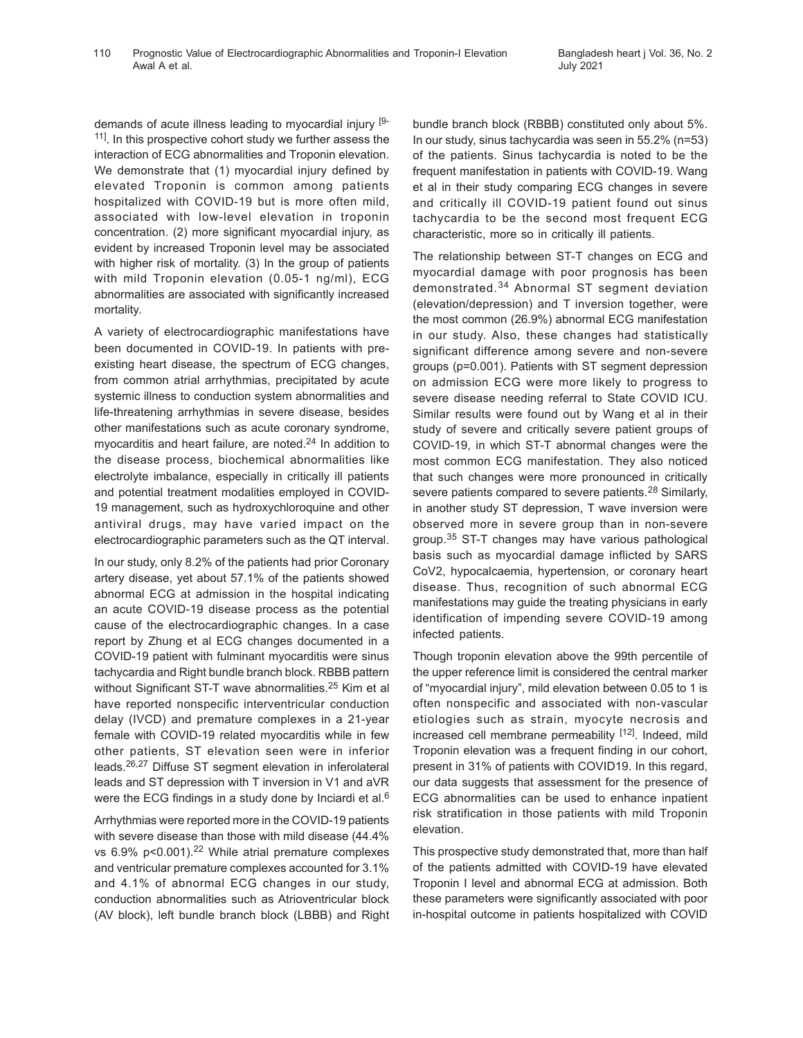demands of acute illness leading to myocardial injury [9-11]. In this prospective cohort study we further assess the interaction of ECG abnormalities and Troponin elevation. We demonstrate that (1) myocardial injury defined by elevated Troponin is common among patients hospitalized with COVID-19 but is more often mild, associated with low-level elevation in troponin concentration. (2) more significant myocardial injury, as evident by increased Troponin level may be associated with higher risk of mortality. (3) In the group of patients with mild Troponin elevation (0.05-1 ng/ml), ECG abnormalities are associated with significantly increased mortality.

A variety of electrocardiographic manifestations have been documented in COVID-19. In patients with pre-existing heart disease, the spectrum of ECG changes, from common atrial arrhythmias, precipitated by acute systemic illness to conduction system abnormalities and life-threatening arrhythmias in severe disease, besides other manifestations such as acute coronary syndrome, myocarditis and heart failure, are noted.[24] In addition to the disease process, biochemical abnormalities like electrolyte imbalance, especially in critically ill patients and potential treatment modalities employed in COVID-19 management, such as hydroxychloroquine and other antiviral drugs, may have varied impact on the electrocardiographic parameters such as the QT interval.

In our study, only 8.2% of the patients had prior Coronary artery disease, yet about 57.1% of the patients showed abnormal ECG at admission in the hospital indicating an acute COVID-19 disease process as the potential cause of the electrocardiographic changes. In a case report by Zhung et al ECG changes documented in a COVID-19 patient with fulminant myocarditis were sinus tachycardia and Right bundle branch block. RBBB pattern without Significant ST-T wave abnormalities.[25] Kim et al have reported nonspecific interventricular conduction delay (IVCD) and premature complexes in a 21-year female with COVID-19 related myocarditis while in few other patients, ST elevation seen were in inferior leads.[26,27] Diffuse ST segment elevation in inferolateral leads and ST depression with T inversion in V1 and aVR were the ECG findings in a study done by Inciardi et al.[6]

Arrhythmias were reported more in the COVID-19 patients with severe disease than those with mild disease (44.4% vs 6.9% $p<0.001$).[22] While atrial premature complexes and ventricular premature complexes accounted for 3.1% and 4.1% of abnormal ECG changes in our study, conduction abnormalities such as Atrioventricular block (AV block), left bundle branch block (LBBB) and Right bundle branch block (RBBB) constituted only about 5%. In our study, sinus tachycardia was seen in 55.2% (n=53) of the patients. Sinus tachycardia is noted to be the frequent manifestation in patients with COVID-19. Wang et al in their study comparing ECG changes in severe and critically ill COVID-19 patient found out sinus tachycardia to be the second most frequent ECG characteristic, more so in critically ill patients.

The relationship between ST-T changes on ECG and myocardial damage with poor prognosis has been demonstrated.[34] Abnormal ST segment deviation (elevation/depression) and T inversion together, were the most common (26.9%) abnormal ECG manifestation in our study. Also, these changes had statistically significant difference among severe and non-severe groups (p=0.001). Patients with ST segment depression on admission ECG were more likely to progress to severe disease needing referral to State COVID ICU. Similar results were found out by Wang et al in their study of severe and critically severe patient groups of COVID-19, in which ST-T abnormal changes were the most common ECG manifestation. They also noticed that such changes were more pronounced in critically severe patients compared to severe patients.[28] Similarly, in another study ST depression, T wave inversion were observed more in severe group than in non-severe group.[35] ST-T changes may have various pathological basis such as myocardial damage inflicted by SARS CoV2, hypocalcaemia, hypertension, or coronary heart disease. Thus, recognition of such abnormal ECG manifestations may guide the treating physicians in early identification of impending severe COVID-19 among infected patients.

Though troponin elevation above the 99th percentile of the upper reference limit is considered the central marker of "myocardial injury", mild elevation between 0.05 to 1 is often nonspecific and associated with non-vascular etiologies such as strain, myocyte necrosis and increased cell membrane permeability [12]. Indeed, mild Troponin elevation was a frequent finding in our cohort, present in 31% of patients with COVID19. In this regard, our data suggests that assessment for the presence of ECG abnormalities can be used to enhance inpatient risk stratification in those patients with mild Troponin elevation.

This prospective study demonstrated that, more than half of the patients admitted with COVID-19 have elevated Troponin I level and abnormal ECG at admission. Both these parameters were significantly associated with poor in-hospital outcome in patients hospitalized with COVID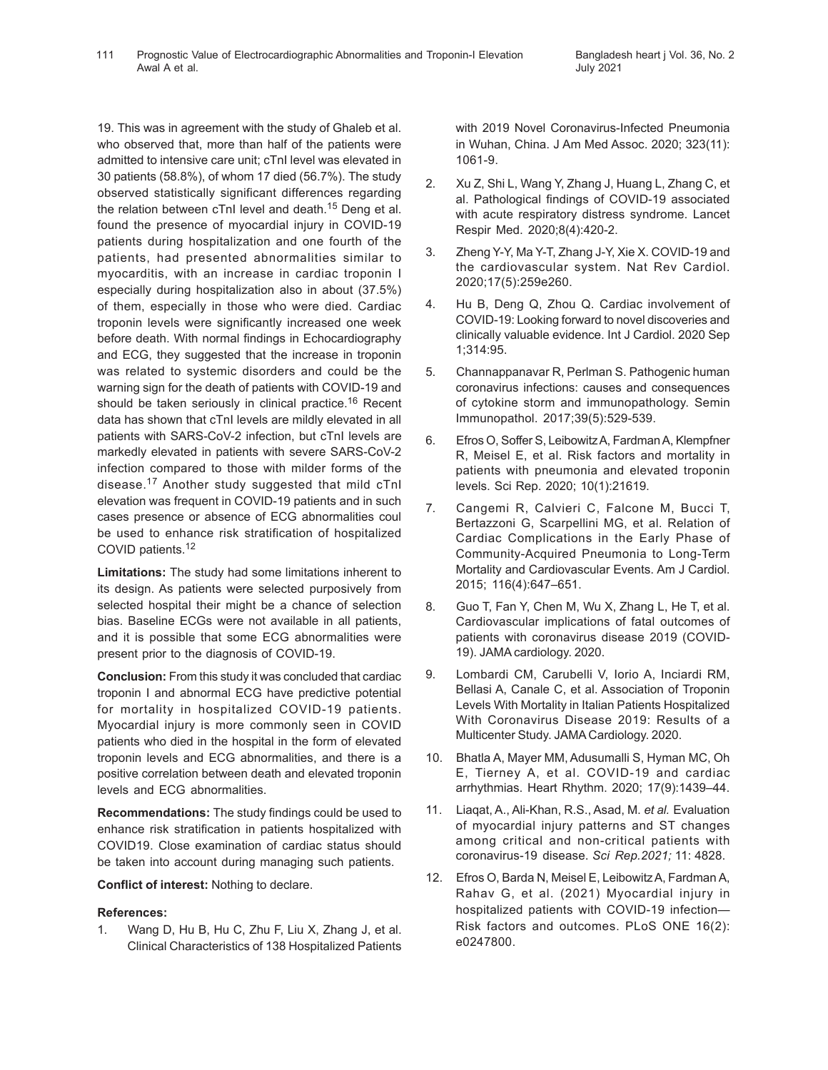19. This was in agreement with the study of Ghaleb et al. who observed that, more than half of the patients were admitted to intensive care unit; cTnI level was elevated in 30 patients (58.8%), of whom 17 died (56.7%). The study observed statistically significant differences regarding the relation between cTnI level and death.[15] Deng et al. found the presence of myocardial injury in COVID-19 patients during hospitalization and one fourth of the patients, had presented abnormalities similar to myocarditis, with an increase in cardiac troponin I especially during hospitalization also in about (37.5%) of them, especially in those who were died. Cardiac troponin levels were significantly increased one week before death. With normal findings in Echocardiography and ECG, they suggested that the increase in troponin was related to systemic disorders and could be the warning sign for the death of patients with COVID-19 and should be taken seriously in clinical practice.[16] Recent data has shown that cTnI levels are mildly elevated in all patients with SARS-CoV-2 infection, but cTnI levels are markedly elevated in patients with severe SARS-CoV-2 infection compared to those with milder forms of the disease.[17] Another study suggested that mild cTnI elevation was frequent in COVID-19 patients and in such cases presence or absence of ECG abnormalities coul be used to enhance risk stratification of hospitalized COVID patients.[12]

**Limitations:** The study had some limitations inherent to its design. As patients were selected purposively from selected hospital their might be a chance of selection bias. Baseline ECGs were not available in all patients, and it is possible that some ECG abnormalities were present prior to the diagnosis of COVID-19.

**Conclusion:** From this study it was concluded that cardiac troponin I and abnormal ECG have predictive potential for mortality in hospitalized COVID-19 patients. Myocardial injury is more commonly seen in COVID patients who died in the hospital in the form of elevated troponin levels and ECG abnormalities, and there is a positive correlation between death and elevated troponin levels and ECG abnormalities.

**Recommendations:** The study findings could be used to enhance risk stratification in patients hospitalized with COVID19. Close examination of cardiac status should be taken into account during managing such patients.

**Conflict of interest:** Nothing to declare.

**References:**

1. Wang D, Hu B, Hu C, Zhu F, Liu X, Zhang J, et al. Clinical Characteristics of 138 Hospitalized Patients with 2019 Novel Coronavirus-Infected Pneumonia in Wuhan, China. J Am Med Assoc. 2020; 323(11): 1061-9.
2. Xu Z, Shi L, Wang Y, Zhang J, Huang L, Zhang C, et al. Pathological findings of COVID-19 associated with acute respiratory distress syndrome. Lancet Respir Med. 2020;8(4):420-2.
3. Zheng Y-Y, Ma Y-T, Zhang J-Y, Xie X. COVID-19 and the cardiovascular system. Nat Rev Cardiol. 2020;17(5):259e260.
4. Hu B, Deng Q, Zhou Q. Cardiac involvement of COVID-19: Looking forward to novel discoveries and clinically valuable evidence. Int J Cardiol. 2020 Sep 1;314:95.
5. Channappanavar R, Perlman S. Pathogenic human coronavirus infections: causes and consequences of cytokine storm and immunopathology. Semin Immunopathol. 2017;39(5):529-539.
6. Efros O, Soffer S, Leibowitz A, Fardman A, Klempfner R, Meisel E, et al. Risk factors and mortality in patients with pneumonia and elevated troponin levels. Sci Rep. 2020; 10(1):21619.
7. Cangemi R, Calvieri C, Falcone M, Bucci T, Bertazzoni G, Scarpellini MG, et al. Relation of Cardiac Complications in the Early Phase of Community-Acquired Pneumonia to Long-Term Mortality and Cardiovascular Events. Am J Cardiol. 2015; 116(4):647–651.
8. Guo T, Fan Y, Chen M, Wu X, Zhang L, He T, et al. Cardiovascular implications of fatal outcomes of patients with coronavirus disease 2019 (COVID-19). JAMA cardiology. 2020.
9. Lombardi CM, Carubelli V, Iorio A, Inciardi RM, Bellasi A, Canale C, et al. Association of Troponin Levels With Mortality in Italian Patients Hospitalized With Coronavirus Disease 2019: Results of a Multicenter Study. JAMA Cardiology. 2020.
10. Bhatla A, Mayer MM, Adusumalli S, Hyman MC, Oh E, Tierney A, et al. COVID-19 and cardiac arrhythmias. Heart Rhythm. 2020; 17(9):1439–44.
11. Liaqat, A., Ali-Khan, R.S., Asad, M. *et al.* Evaluation of myocardial injury patterns and ST changes among critical and non-critical patients with coronavirus-19 disease. *Sci Rep.2021;* 11: 4828.
12. Efros O, Barda N, Meisel E, Leibowitz A, Fardman A, Rahav G, et al. (2021) Myocardial injury in hospitalized patients with COVID-19 infection—Risk factors and outcomes. PLoS ONE 16(2): e0247800.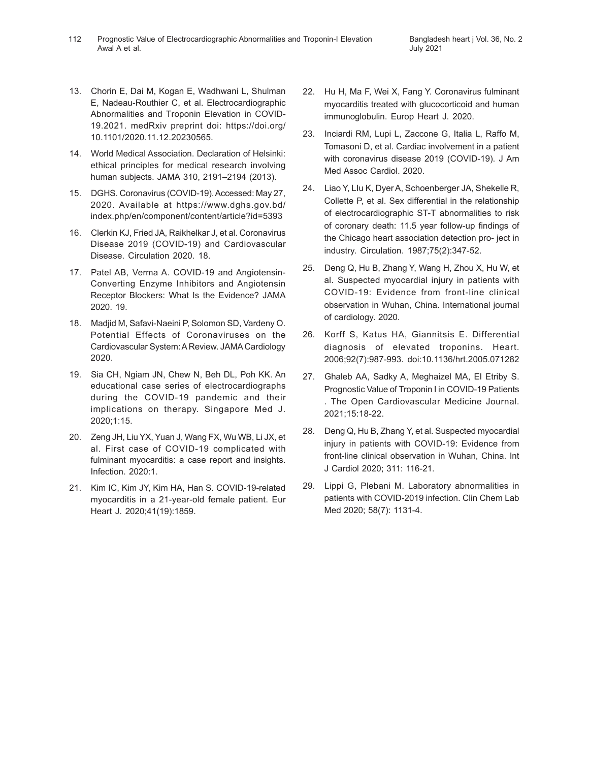13. Chorin E, Dai M, Kogan E, Wadhwani L, Shulman E, Nadeau-Routhier C, et al. Electrocardiographic Abnormalities and Troponin Elevation in COVID-19.2021. medRxiv preprint doi: https://doi.org/10.1101/2020.11.12.20230565.
14. World Medical Association. Declaration of Helsinki: ethical principles for medical research involving human subjects. JAMA 310, 2191–2194 (2013).
15. DGHS. Coronavirus (COVID-19). Accessed: May 27, 2020. Available at https://www.dghs.gov.bd/index.php/en/component/content/article?id=5393
16. Clerkin KJ, Fried JA, Raikhelkar J, et al. Coronavirus Disease 2019 (COVID-19) and Cardiovascular Disease. Circulation 2020. 18.
17. Patel AB, Verma A. COVID-19 and Angiotensin-Converting Enzyme Inhibitors and Angiotensin Receptor Blockers: What Is the Evidence? JAMA 2020. 19.
18. Madjid M, Safavi-Naeini P, Solomon SD, Vardeny O. Potential Effects of Coronaviruses on the Cardiovascular System: A Review. JAMA Cardiology 2020.
19. Sia CH, Ngiam JN, Chew N, Beh DL, Poh KK. An educational case series of electrocardiographs during the COVID-19 pandemic and their implications on therapy. Singapore Med J. 2020;1:15.
20. Zeng JH, Liu YX, Yuan J, Wang FX, Wu WB, Li JX, et al. First case of COVID-19 complicated with fulminant myocarditis: a case report and insights. Infection. 2020:1.
21. Kim IC, Kim JY, Kim HA, Han S. COVID-19-related myocarditis in a 21-year-old female patient. Eur Heart J. 2020;41(19):1859.
22. Hu H, Ma F, Wei X, Fang Y. Coronavirus fulminant myocarditis treated with glucocorticoid and human immunoglobulin. Europ Heart J. 2020.
23. Inciardi RM, Lupi L, Zaccone G, Italia L, Raffo M, Tomasoni D, et al. Cardiac involvement in a patient with coronavirus disease 2019 (COVID-19). J Am Med Assoc Cardiol. 2020.
24. Liao Y, LIu K, Dyer A, Schoenberger JA, Shekelle R, Collette P, et al. Sex differential in the relationship of electrocardiographic ST-T abnormalities to risk of coronary death: 11.5 year follow-up findings of the Chicago heart association detection pro- ject in industry. Circulation. 1987;75(2):347-52.
25. Deng Q, Hu B, Zhang Y, Wang H, Zhou X, Hu W, et al. Suspected myocardial injury in patients with COVID-19: Evidence from front-line clinical observation in Wuhan, China. International journal of cardiology. 2020.
26. Korff S, Katus HA, Giannitsis E. Differential diagnosis of elevated troponins. Heart. 2006;92(7):987-993. doi:10.1136/hrt.2005.071282
27. Ghaleb AA, Sadky A, Meghaizel MA, El Etriby S. Prognostic Value of Troponin I in COVID-19 Patients . The Open Cardiovascular Medicine Journal. 2021;15:18-22.
28. Deng Q, Hu B, Zhang Y, et al. Suspected myocardial injury in patients with COVID-19: Evidence from front-line clinical observation in Wuhan, China. Int J Cardiol 2020; 311: 116-21.
29. Lippi G, Plebani M. Laboratory abnormalities in patients with COVID-2019 infection. Clin Chem Lab Med 2020; 58(7): 1131-4.